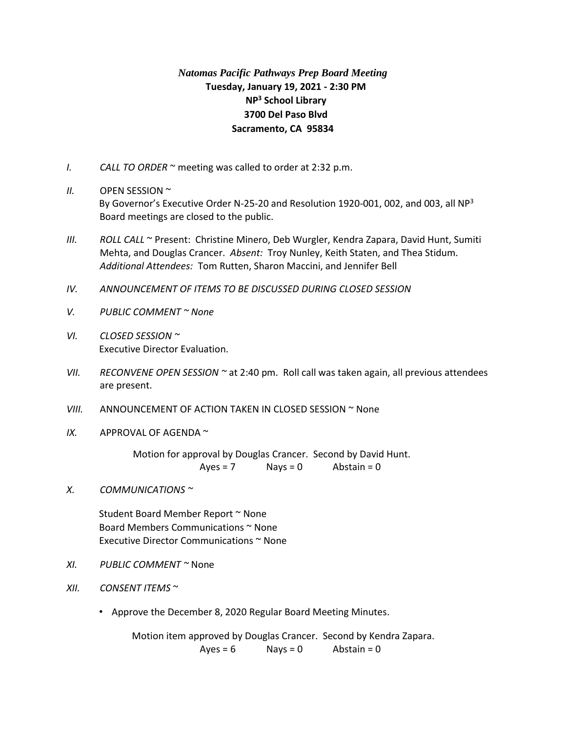***Natomas Pacific Pathways Prep Board Meeting***
**Tuesday, January 19, 2021 - 2:30 PM**
**NP³ School Library**
**3700 Del Paso Blvd**
**Sacramento, CA 95834**

*I.* *CALL TO ORDER* ~ meeting was called to order at 2:32 p.m.

*II.* OPEN SESSION ~
By Governor's Executive Order N-25-20 and Resolution 1920-001, 002, and 003, all NP³ Board meetings are closed to the public.

*III.* *ROLL CALL* ~ Present: Christine Minero, Deb Wurgler, Kendra Zapara, David Hunt, Sumiti Mehta, and Douglas Crancer. *Absent:* Troy Nunley, Keith Staten, and Thea Stidum. *Additional Attendees:* Tom Rutten, Sharon Maccini, and Jennifer Bell

*IV.* *ANNOUNCEMENT OF ITEMS TO BE DISCUSSED DURING CLOSED SESSION*

*V.* *PUBLIC COMMENT ~ None*

*VI.* *CLOSED SESSION* ~
Executive Director Evaluation.

*VII.* *RECONVENE OPEN SESSION* ~ at 2:40 pm. Roll call was taken again, all previous attendees are present.

*VIII.* ANNOUNCEMENT OF ACTION TAKEN IN CLOSED SESSION ~ None

*IX.* APPROVAL OF AGENDA ~

Motion for approval by Douglas Crancer. Second by David Hunt.
Ayes = 7 Nays = 0 Abstain = 0

*X.* *COMMUNICATIONS* ~

Student Board Member Report ~ None
Board Members Communications ~ None
Executive Director Communications ~ None

*XI.* *PUBLIC COMMENT* ~ None

*XII.* *CONSENT ITEMS* ~

- Approve the December 8, 2020 Regular Board Meeting Minutes.

Motion item approved by Douglas Crancer. Second by Kendra Zapara.
Ayes = 6 Nays = 0 Abstain = 0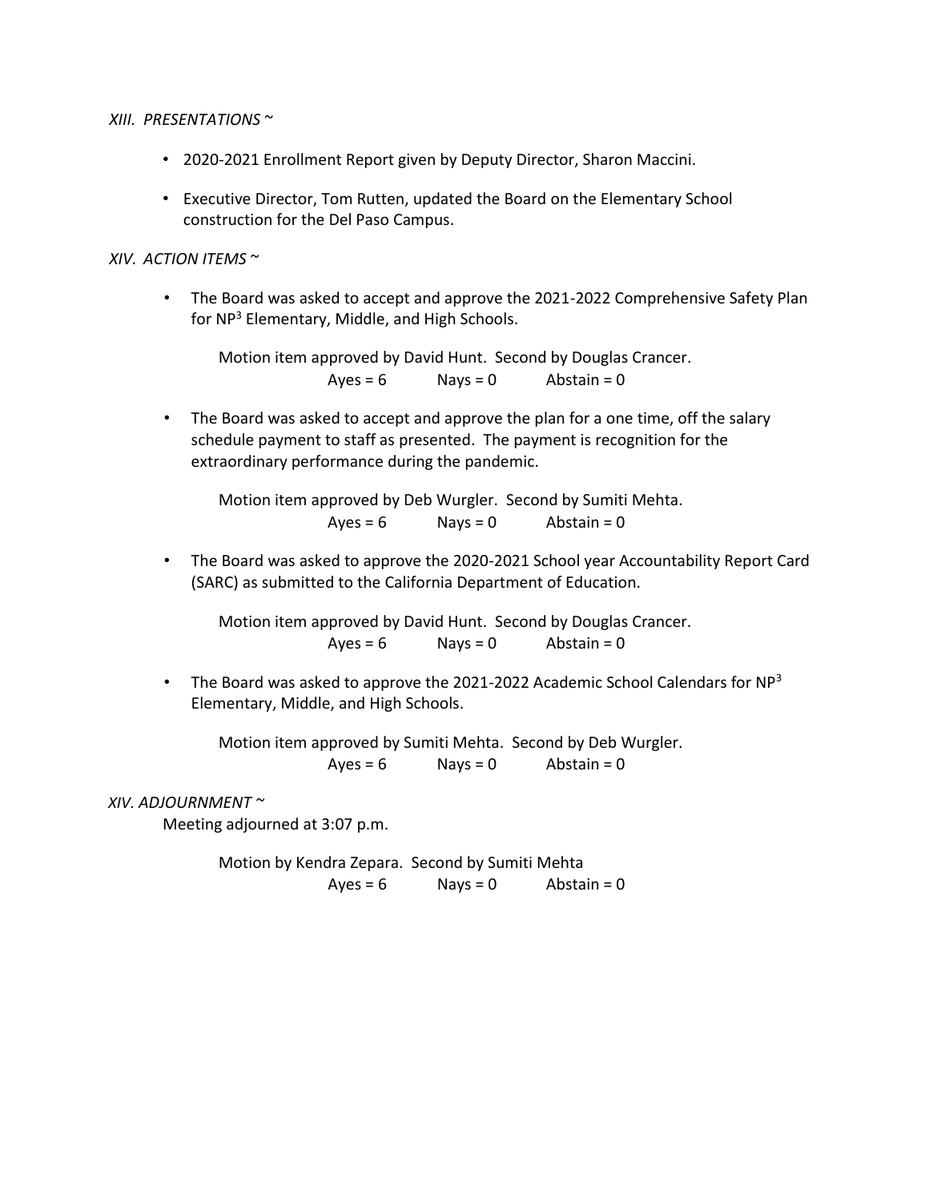*XIII. PRESENTATIONS ~*

- 2020-2021 Enrollment Report given by Deputy Director, Sharon Maccini.
- Executive Director, Tom Rutten, updated the Board on the Elementary School construction for the Del Paso Campus.

*XIV. ACTION ITEMS ~*

- The Board was asked to accept and approve the 2021-2022 Comprehensive Safety Plan for NP$^3$ Elementary, Middle, and High Schools.

  Motion item approved by David Hunt. Second by Douglas Crancer.
  Ayes = 6 Nays = 0 Abstain = 0

- The Board was asked to accept and approve the plan for a one time, off the salary schedule payment to staff as presented. The payment is recognition for the extraordinary performance during the pandemic.

  Motion item approved by Deb Wurgler. Second by Sumiti Mehta.
  Ayes = 6 Nays = 0 Abstain = 0

- The Board was asked to approve the 2020-2021 School year Accountability Report Card (SARC) as submitted to the California Department of Education.

  Motion item approved by David Hunt. Second by Douglas Crancer.
  Ayes = 6 Nays = 0 Abstain = 0

- The Board was asked to approve the 2021-2022 Academic School Calendars for NP$^3$ Elementary, Middle, and High Schools.

  Motion item approved by Sumiti Mehta. Second by Deb Wurgler.
  Ayes = 6 Nays = 0 Abstain = 0

*XIV. ADJOURNMENT ~*

Meeting adjourned at 3:07 p.m.

Motion by Kendra Zepara. Second by Sumiti Mehta
Ayes = 6 Nays = 0 Abstain = 0